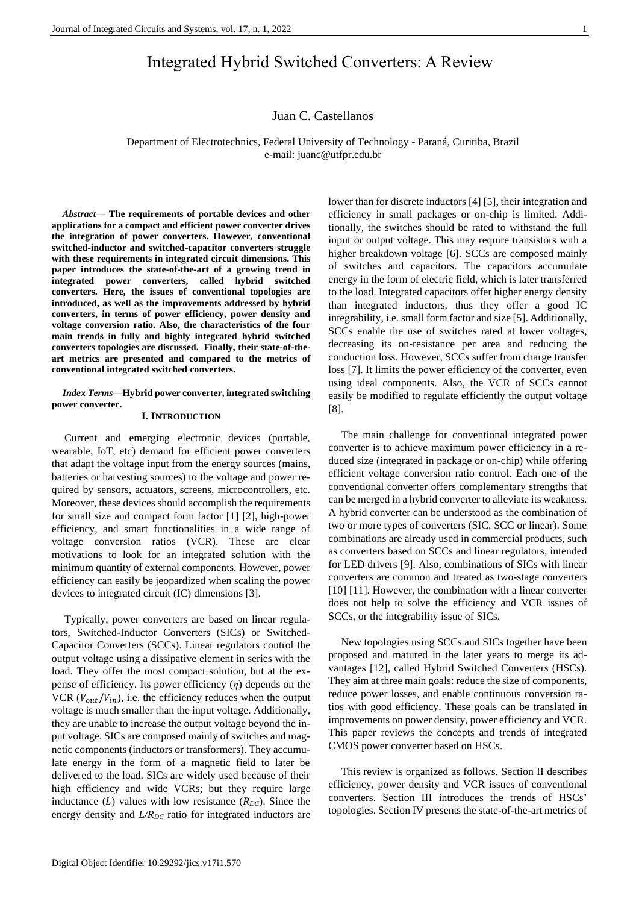# Integrated Hybrid Switched Converters: A Review

Juan C. Castellanos

Department of Electrotechnics, Federal University of Technology - Paraná, Curitiba, Brazil
e-mail: juanc@utfpr.edu.br

***Abstract*— The requirements of portable devices and other applications for a compact and efficient power converter drives the integration of power converters. However, conventional switched-inductor and switched-capacitor converters struggle with these requirements in integrated circuit dimensions. This paper introduces the state-of-the-art of a growing trend in integrated power converters, called hybrid switched converters. Here, the issues of conventional topologies are introduced, as well as the improvements addressed by hybrid converters, in terms of power efficiency, power density and voltage conversion ratio. Also, the characteristics of the four main trends in fully and highly integrated hybrid switched converters topologies are discussed. Finally, their state-of-the-art metrics are presented and compared to the metrics of conventional integrated switched converters.**

***Index Terms*—Hybrid power converter, integrated switching power converter.**

## I. Introduction

Current and emerging electronic devices (portable, wearable, IoT, etc) demand for efficient power converters that adapt the voltage input from the energy sources (mains, batteries or harvesting sources) to the voltage and power required by sensors, actuators, screens, microcontrollers, etc. Moreover, these devices should accomplish the requirements for small size and compact form factor [1] [2], high-power efficiency, and smart functionalities in a wide range of voltage conversion ratios (VCR). These are clear motivations to look for an integrated solution with the minimum quantity of external components. However, power efficiency can easily be jeopardized when scaling the power devices to integrated circuit (IC) dimensions [3].

Typically, power converters are based on linear regulators, Switched-Inductor Converters (SICs) or Switched-Capacitor Converters (SCCs). Linear regulators control the output voltage using a dissipative element in series with the load. They offer the most compact solution, but at the expense of efficiency. Its power efficiency ($\eta$) depends on the VCR ($V_{out}/V_{in}$), i.e. the efficiency reduces when the output voltage is much smaller than the input voltage. Additionally, they are unable to increase the output voltage beyond the input voltage. SICs are composed mainly of switches and magnetic components (inductors or transformers). They accumulate energy in the form of a magnetic field to later be delivered to the load. SICs are widely used because of their high efficiency and wide VCRs; but they require large inductance ($L$) values with low resistance ($R_{DC}$). Since the energy density and $L/R_{DC}$ ratio for integrated inductors are lower than for discrete inductors [4] [5], their integration and efficiency in small packages or on-chip is limited. Additionally, the switches should be rated to withstand the full input or output voltage. This may require transistors with a higher breakdown voltage [6]. SCCs are composed mainly of switches and capacitors. The capacitors accumulate energy in the form of electric field, which is later transferred to the load. Integrated capacitors offer higher energy density than integrated inductors, thus they offer a good IC integrability, i.e. small form factor and size [5]. Additionally, SCCs enable the use of switches rated at lower voltages, decreasing its on-resistance per area and reducing the conduction loss. However, SCCs suffer from charge transfer loss [7]. It limits the power efficiency of the converter, even using ideal components. Also, the VCR of SCCs cannot easily be modified to regulate efficiently the output voltage [8].

The main challenge for conventional integrated power converter is to achieve maximum power efficiency in a reduced size (integrated in package or on-chip) while offering efficient voltage conversion ratio control. Each one of the conventional converter offers complementary strengths that can be merged in a hybrid converter to alleviate its weakness. A hybrid converter can be understood as the combination of two or more types of converters (SIC, SCC or linear). Some combinations are already used in commercial products, such as converters based on SCCs and linear regulators, intended for LED drivers [9]. Also, combinations of SICs with linear converters are common and treated as two-stage converters [10] [11]. However, the combination with a linear converter does not help to solve the efficiency and VCR issues of SCCs, or the integrability issue of SICs.

New topologies using SCCs and SICs together have been proposed and matured in the later years to merge its advantages [12], called Hybrid Switched Converters (HSCs). They aim at three main goals: reduce the size of components, reduce power losses, and enable continuous conversion ratios with good efficiency. These goals can be translated in improvements on power density, power efficiency and VCR. This paper reviews the concepts and trends of integrated CMOS power converter based on HSCs.

This review is organized as follows. Section II describes efficiency, power density and VCR issues of conventional converters. Section III introduces the trends of HSCs' topologies. Section IV presents the state-of-the-art metrics of

Digital Object Identifier 10.29292/jics.v17i1.570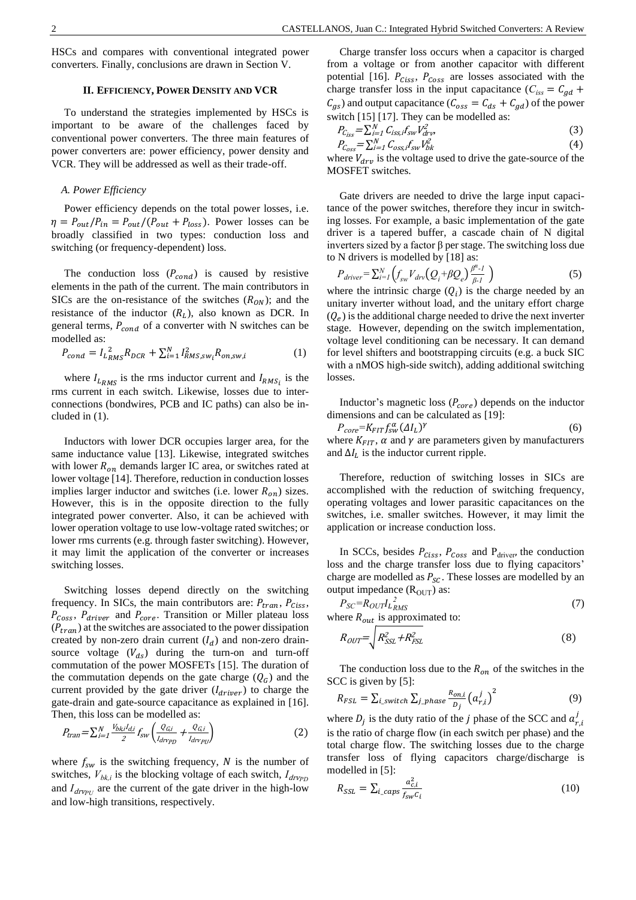HSCs and compares with conventional integrated power converters. Finally, conclusions are drawn in Section V.

## II. Efficiency, Power Density and VCR

To understand the strategies implemented by HSCs is important to be aware of the challenges faced by conventional power converters. The three main features of power converters are: power efficiency, power density and VCR. They will be addressed as well as their trade-off.

### A. Power Efficiency

Power efficiency depends on the total power losses, i.e. $\eta = P_{out}/P_{in} = P_{out}/(P_{out} + P_{loss})$. Power losses can be broadly classified in two types: conduction loss and switching (or frequency-dependent) loss.

The conduction loss ($P_{cond}$) is caused by resistive elements in the path of the current. The main contributors in SICs are the on-resistance of the switches ($R_{ON}$); and the resistance of the inductor ($R_L$), also known as DCR. In general terms, $P_{cond}$ of a converter with N switches can be modelled as:

$$P_{cond} = I_{L_{RMS}}^2 R_{DCR} + \sum_{i=1}^{N} I_{RMS,sw_i}^2 R_{on,sw,i} \tag{1}$$

where $I_{L_{RMS}}$ is the rms inductor current and $I_{RMS_i}$ is the rms current in each switch. Likewise, losses due to interconnections (bondwires, PCB and IC paths) can also be included in (1).

Inductors with lower DCR occupies larger area, for the same inductance value [13]. Likewise, integrated switches with lower $R_{on}$ demands larger IC area, or switches rated at lower voltage [14]. Therefore, reduction in conduction losses implies larger inductor and switches (i.e. lower $R_{on}$) sizes. However, this is in the opposite direction to the fully integrated power converter. Also, it can be achieved with lower operation voltage to use low-voltage rated switches; or lower rms currents (e.g. through faster switching). However, it may limit the application of the converter or increases switching losses.

Switching losses depend directly on the switching frequency. In SICs, the main contributors are: $P_{tran}$, $P_{Ciss}$, $P_{Coss}$, $P_{driver}$ and $P_{core}$. Transition or Miller plateau loss ($P_{tran}$) at the switches are associated to the power dissipation created by non-zero drain current ($I_d$) and non-zero drain-source voltage ($V_{ds}$) during the turn-on and turn-off commutation of the power MOSFETs [15]. The duration of the commutation depends on the gate charge ($Q_G$) and the current provided by the gate driver ($I_{driver}$) to charge the gate-drain and gate-source capacitance as explained in [16]. Then, this loss can be modelled as:

$$P_{tran} = \sum_{i=1}^{N} \frac{V_{bk,i} I_{d,i}}{2} f_{sw} \left( \frac{Q_{G,i}}{I_{drv_{PD}}} + \frac{Q_{G,i}}{I_{drv_{PU}}} \right) \tag{2}$$

where $f_{sw}$ is the switching frequency, $N$ is the number of switches, $V_{bk,i}$ is the blocking voltage of each switch, $I_{drv_{PD}}$ and $I_{drv_{PU}}$ are the current of the gate driver in the high-low and low-high transitions, respectively.

Charge transfer loss occurs when a capacitor is charged from a voltage or from another capacitor with different potential [16]. $P_{Ciss}$, $P_{Coss}$ are losses associated with the charge transfer loss in the input capacitance ($C_{iss} = C_{gd} + C_{gs}$) and output capacitance ($C_{oss} = C_{ds} + C_{gd}$) of the power switch [15] [17]. They can be modelled as:

$$P_{C_{iss}} = \sum_{i=1}^{N} C_{iss,i} f_{sw} V_{drv}^2, \tag{3}$$

$$P_{C_{oss}} = \sum_{i=1}^{N} C_{oss,i} f_{sw} V_{bk}^2 \tag{4}$$

where $V_{drv}$ is the voltage used to drive the gate-source of the MOSFET switches.

Gate drivers are needed to drive the large input capacitance of the power switches, therefore they incur in switching losses. For example, a basic implementation of the gate driver is a tapered buffer, a cascade chain of N digital inverters sized by a factor β per stage. The switching loss due to N drivers is modelled by [18] as:

$$P_{driver} = \sum_{i=1}^{N} \left( f_{sw} V_{drv} \left( Q_i + \beta Q_e \right) \frac{\beta^n - 1}{\beta - 1} \right) \tag{5}$$

where the intrinsic charge ($Q_i$) is the charge needed by an unitary inverter without load, and the unitary effort charge ($Q_e$) is the additional charge needed to drive the next inverter stage. However, depending on the switch implementation, voltage level conditioning can be necessary. It can demand for level shifters and bootstrapping circuits (e.g. a buck SIC with a nMOS high-side switch), adding additional switching losses.

Inductor's magnetic loss ($P_{core}$) depends on the inductor dimensions and can be calculated as [19]:

$$P_{core} = K_{FIT} f_{sw}^{\alpha} (\Delta I_L)^{\gamma} \tag{6}$$

where $K_{FIT}$, $\alpha$ and $\gamma$ are parameters given by manufacturers and $\Delta I_L$ is the inductor current ripple.

Therefore, reduction of switching losses in SICs are accomplished with the reduction of switching frequency, operating voltages and lower parasitic capacitances on the switches, i.e. smaller switches. However, it may limit the application or increase conduction loss.

In SCCs, besides $P_{Ciss}$, $P_{Coss}$ and $P_{driver}$, the conduction loss and the charge transfer loss due to flying capacitors' charge are modelled as $P_{SC}$. These losses are modelled by an output impedance ($R_{OUT}$) as:

$$P_{SC} = R_{OUT} I_{L_{RMS}}^2 \tag{7}$$

where $R_{out}$ is approximated to:

$$R_{OUT} = \sqrt{R_{SSL}^2 + R_{FSL}^2} \tag{8}$$

The conduction loss due to the $R_{on}$ of the switches in the SCC is given by [5]:

$$R_{FSL} = \sum_{i\_switch} \sum_{j\_phase} \frac{R_{on,i}}{D_j} \left( a_{r,i}^{j} \right)^2 \tag{9}$$

where $D_j$ is the duty ratio of the $j$ phase of the SCC and $a_{r,i}^{j}$ is the ratio of charge flow (in each switch per phase) and the total charge flow. The switching losses due to the charge transfer loss of flying capacitors charge/discharge is modelled in [5]:

$$R_{SSL} = \sum_{i\_caps} \frac{a_{c,i}^2}{f_{sw} C_i} \tag{10}$$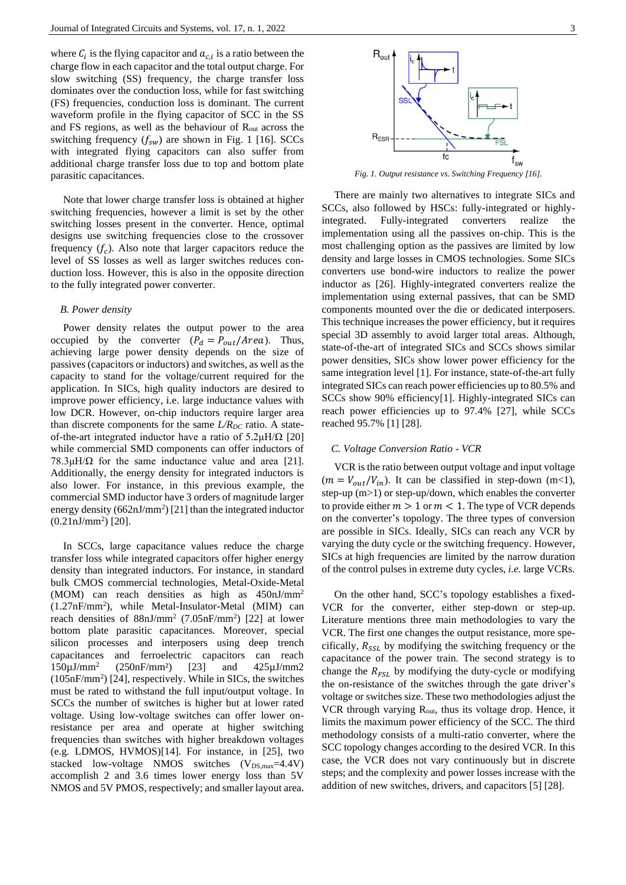where $C_i$ is the flying capacitor and $a_{c,i}$ is a ratio between the charge flow in each capacitor and the total output charge. For slow switching (SS) frequency, the charge transfer loss dominates over the conduction loss, while for fast switching (FS) frequencies, conduction loss is dominant. The current waveform profile in the flying capacitor of SCC in the SS and FS regions, as well as the behaviour of $R_{out}$ across the switching frequency ($f_{sw}$) are shown in Fig. 1 [16]. SCCs with integrated flying capacitors can also suffer from additional charge transfer loss due to top and bottom plate parasitic capacitances.

Note that lower charge transfer loss is obtained at higher switching frequencies, however a limit is set by the other switching losses present in the converter. Hence, optimal designs use switching frequencies close to the crossover frequency ($f_c$). Also note that larger capacitors reduce the level of SS losses as well as larger switches reduces conduction loss. However, this is also in the opposite direction to the fully integrated power converter.

### B. Power density

Power density relates the output power to the area occupied by the converter ($P_d = P_{out}/Area$). Thus, achieving large power density depends on the size of passives (capacitors or inductors) and switches, as well as the capacity to stand for the voltage/current required for the application. In SICs, high quality inductors are desired to improve power efficiency, i.e. large inductance values with low DCR. However, on-chip inductors require larger area than discrete components for the same $L/R_{DC}$ ratio. A state-of-the-art integrated inductor have a ratio of 5.2μH/Ω [20] while commercial SMD components can offer inductors of 78.3μH/Ω for the same inductance value and area [21]. Additionally, the energy density for integrated inductors is also lower. For instance, in this previous example, the commercial SMD inductor have 3 orders of magnitude larger energy density (662nJ/mm$^2$) [21] than the integrated inductor (0.21nJ/mm$^2$) [20].

In SCCs, large capacitance values reduce the charge transfer loss while integrated capacitors offer higher energy density than integrated inductors. For instance, in standard bulk CMOS commercial technologies, Metal-Oxide-Metal (MOM) can reach densities as high as 450nJ/mm$^2$ (1.27nF/mm$^2$), while Metal-Insulator-Metal (MIM) can reach densities of 88nJ/mm$^2$ (7.05nF/mm$^2$) [22] at lower bottom plate parasitic capacitances. Moreover, special silicon processes and interposers using deep trench capacitances and ferroelectric capacitors can reach 150μJ/mm$^2$ (250nF/mm$^2$) [23] and 425μJ/mm2 (105nF/mm$^2$) [24], respectively. While in SICs, the switches must be rated to withstand the full input/output voltage. In SCCs the number of switches is higher but at lower rated voltage. Using low-voltage switches can offer lower on-resistance per area and operate at higher switching frequencies than switches with higher breakdown voltages (e.g. LDMOS, HVMOS)[14]. For instance, in [25], two stacked low-voltage NMOS switches ($V_{DS,max}$=4.4V) accomplish 2 and 3.6 times lower energy loss than 5V NMOS and 5V PMOS, respectively; and smaller layout area.

*Fig. 1. Output resistance vs. Switching Frequency [16].*

There are mainly two alternatives to integrate SICs and SCCs, also followed by HSCs: fully-integrated or highly-integrated. Fully-integrated converters realize the implementation using all the passives on-chip. This is the most challenging option as the passives are limited by low density and large losses in CMOS technologies. Some SICs converters use bond-wire inductors to realize the power inductor as [26]. Highly-integrated converters realize the implementation using external passives, that can be SMD components mounted over the die or dedicated interposers. This technique increases the power efficiency, but it requires special 3D assembly to avoid larger total areas. Although, state-of-the-art of integrated SICs and SCCs shows similar power densities, SICs show lower power efficiency for the same integration level [1]. For instance, state-of-the-art fully integrated SICs can reach power efficiencies up to 80.5% and SCCs show 90% efficiency[1]. Highly-integrated SICs can reach power efficiencies up to 97.4% [27], while SCCs reached 95.7% [1] [28].

### C. Voltage Conversion Ratio - VCR

VCR is the ratio between output voltage and input voltage ($m = V_{out}/V_{in}$). It can be classified in step-down (m<1), step-up (m>1) or step-up/down, which enables the converter to provide either $m > 1$ or $m < 1$. The type of VCR depends on the converter's topology. The three types of conversion are possible in SICs. Ideally, SICs can reach any VCR by varying the duty cycle or the switching frequency. However, SICs at high frequencies are limited by the narrow duration of the control pulses in extreme duty cycles, *i.e.* large VCRs.

On the other hand, SCC's topology establishes a fixed-VCR for the converter, either step-down or step-up. Literature mentions three main methodologies to vary the VCR. The first one changes the output resistance, more specifically, $R_{SSL}$ by modifying the switching frequency or the capacitance of the power train. The second strategy is to change the $R_{FSL}$ by modifying the duty-cycle or modifying the on-resistance of the switches through the gate driver's voltage or switches size. These two methodologies adjust the VCR through varying $R_{out}$, thus its voltage drop. Hence, it limits the maximum power efficiency of the SCC. The third methodology consists of a multi-ratio converter, where the SCC topology changes according to the desired VCR. In this case, the VCR does not vary continuously but in discrete steps; and the complexity and power losses increase with the addition of new switches, drivers, and capacitors [5] [28].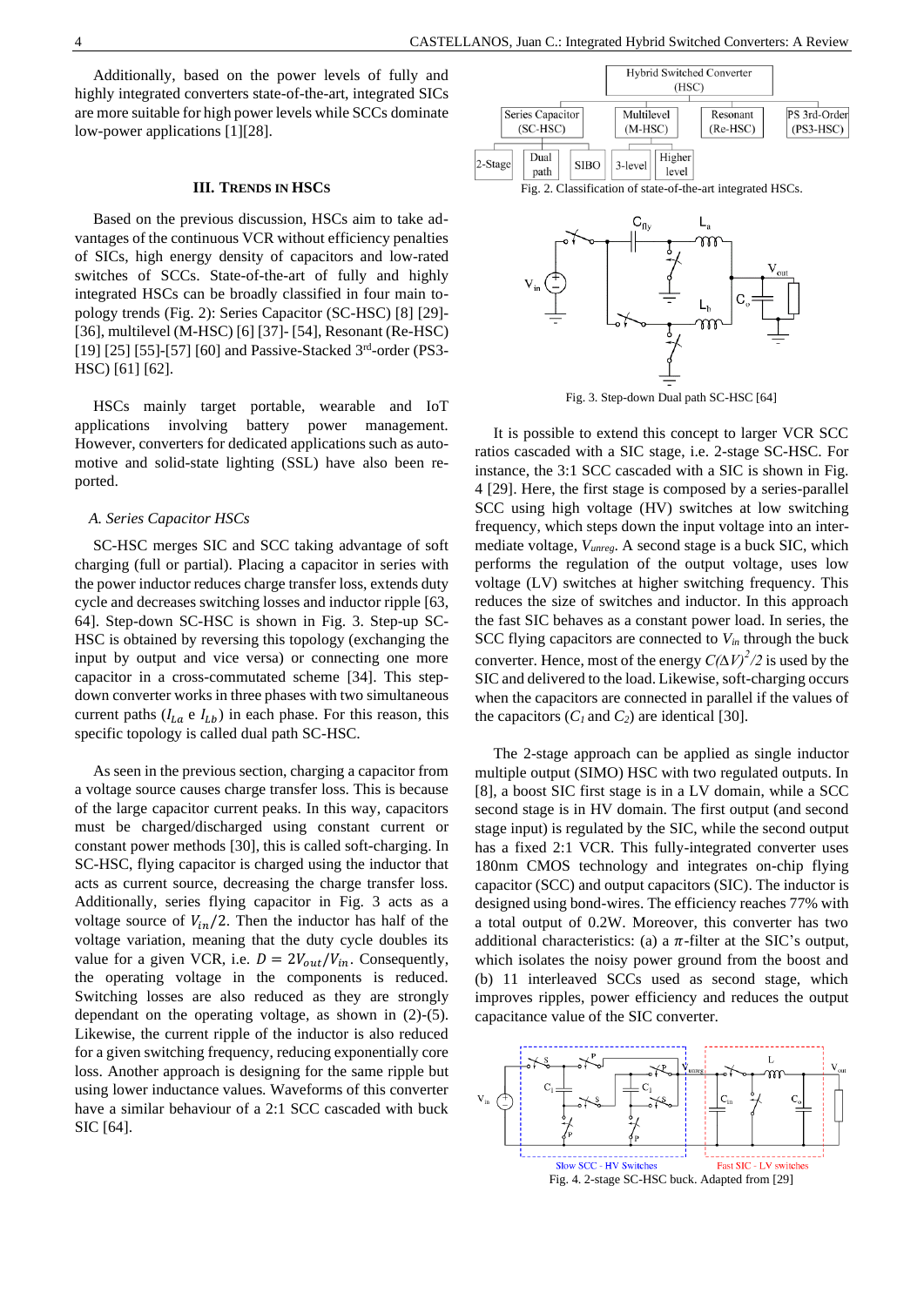Additionally, based on the power levels of fully and highly integrated converters state-of-the-art, integrated SICs are more suitable for high power levels while SCCs dominate low-power applications [1][28].

## III. Trends in HSCs

Based on the previous discussion, HSCs aim to take advantages of the continuous VCR without efficiency penalties of SICs, high energy density of capacitors and low-rated switches of SCCs. State-of-the-art of fully and highly integrated HSCs can be broadly classified in four main topology trends (Fig. 2): Series Capacitor (SC-HSC) [8] [29]-[36], multilevel (M-HSC) [6] [37]- [54], Resonant (Re-HSC) [19] [25] [55]-[57] [60] and Passive-Stacked 3rd-order (PS3-HSC) [61] [62].

HSCs mainly target portable, wearable and IoT applications involving battery power management. However, converters for dedicated applications such as automotive and solid-state lighting (SSL) have also been reported.

### A. Series Capacitor HSCs

SC-HSC merges SIC and SCC taking advantage of soft charging (full or partial). Placing a capacitor in series with the power inductor reduces charge transfer loss, extends duty cycle and decreases switching losses and inductor ripple [63, 64]. Step-down SC-HSC is shown in Fig. 3. Step-up SC-HSC is obtained by reversing this topology (exchanging the input by output and vice versa) or connecting one more capacitor in a cross-commutated scheme [34]. This step-down converter works in three phases with two simultaneous current paths ($I_{La}$ e $I_{Lb}$) in each phase. For this reason, this specific topology is called dual path SC-HSC.

As seen in the previous section, charging a capacitor from a voltage source causes charge transfer loss. This is because of the large capacitor current peaks. In this way, capacitors must be charged/discharged using constant current or constant power methods [30], this is called soft-charging. In SC-HSC, flying capacitor is charged using the inductor that acts as current source, decreasing the charge transfer loss. Additionally, series flying capacitor in Fig. 3 acts as a voltage source of $V_{in}/2$. Then the inductor has half of the voltage variation, meaning that the duty cycle doubles its value for a given VCR, i.e. $D = 2V_{out}/V_{in}$. Consequently, the operating voltage in the components is reduced. Switching losses are also reduced as they are strongly dependant on the operating voltage, as shown in (2)-(5). Likewise, the current ripple of the inductor is also reduced for a given switching frequency, reducing exponentially core loss. Another approach is designing for the same ripple but using lower inductance values. Waveforms of this converter have a similar behaviour of a 2:1 SCC cascaded with buck SIC [64].

| Hybrid Switched Converter (HSC) | | | |
|---|---|---|---|
| Series Capacitor (SC-HSC) | Multilevel (M-HSC) | Resonant (Re-HSC) | PS 3rd-Order (PS3-HSC) |
| 2-Stage, Dual path, SIBO | 3-level, Higher level | | |

Fig. 2. Classification of state-of-the-art integrated HSCs.

Fig. 3. Step-down Dual path SC-HSC [64]

It is possible to extend this concept to larger VCR SCC ratios cascaded with a SIC stage, i.e. 2-stage SC-HSC. For instance, the 3:1 SCC cascaded with a SIC is shown in Fig. 4 [29]. Here, the first stage is composed by a series-parallel SCC using high voltage (HV) switches at low switching frequency, which steps down the input voltage into an intermediate voltage, $V_{unreg}$. A second stage is a buck SIC, which performs the regulation of the output voltage, uses low voltage (LV) switches at higher switching frequency. This reduces the size of switches and inductor. In this approach the fast SIC behaves as a constant power load. In series, the SCC flying capacitors are connected to $V_{in}$ through the buck converter. Hence, most of the energy $C(\Delta V)^2/2$ is used by the SIC and delivered to the load. Likewise, soft-charging occurs when the capacitors are connected in parallel if the values of the capacitors ($C_1$ and $C_2$) are identical [30].

The 2-stage approach can be applied as single inductor multiple output (SIMO) HSC with two regulated outputs. In [8], a boost SIC first stage is in a LV domain, while a SCC second stage is in HV domain. The first output (and second stage input) is regulated by the SIC, while the second output has a fixed 2:1 VCR. This fully-integrated converter uses 180nm CMOS technology and integrates on-chip flying capacitor (SCC) and output capacitors (SIC). The inductor is designed using bond-wires. The efficiency reaches 77% with a total output of 0.2W. Moreover, this converter has two additional characteristics: (a) a $\pi$-filter at the SIC's output, which isolates the noisy power ground from the boost and (b) 11 interleaved SCCs used as second stage, which improves ripples, power efficiency and reduces the output capacitance value of the SIC converter.

Fig. 4. 2-stage SC-HSC buck. Adapted from [29]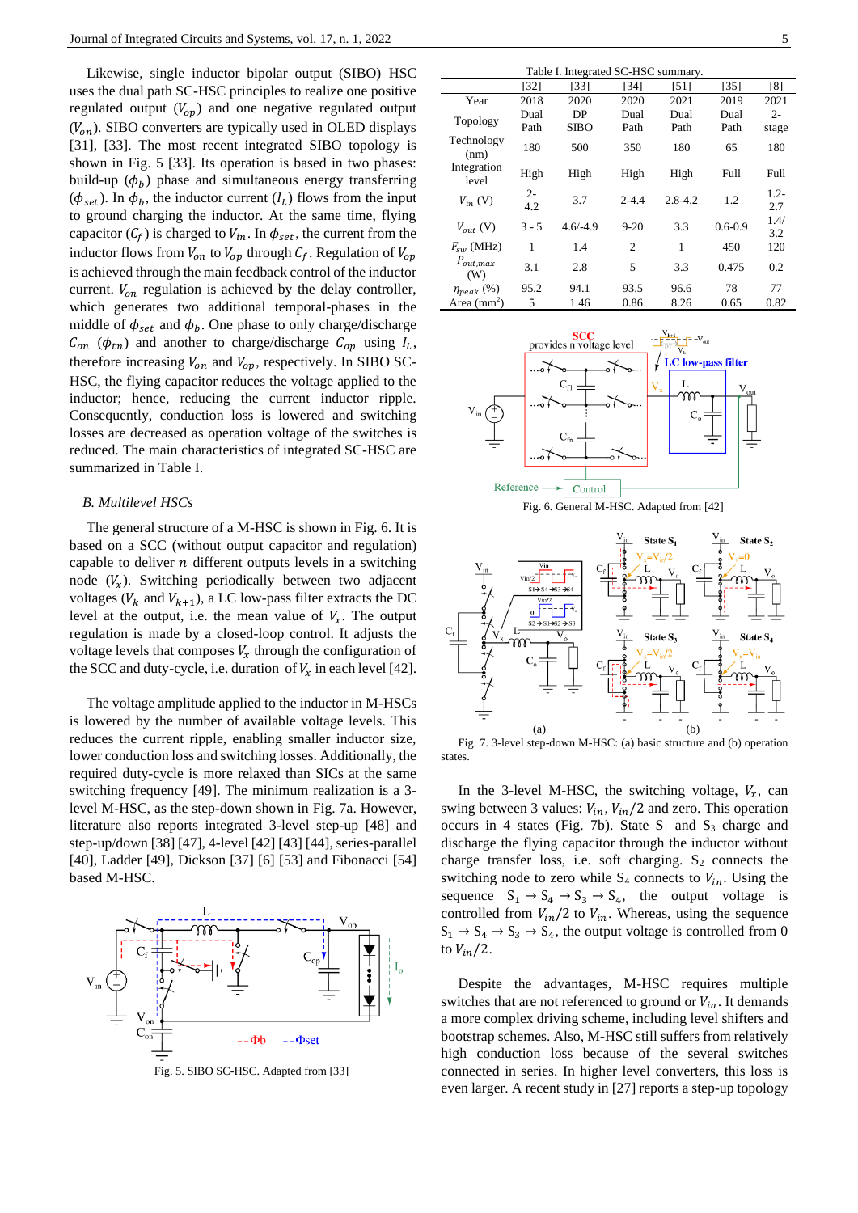Likewise, single inductor bipolar output (SIBO) HSC uses the dual path SC-HSC principles to realize one positive regulated output ($V_{op}$) and one negative regulated output ($V_{on}$). SIBO converters are typically used in OLED displays [31], [33]. The most recent integrated SIBO topology is shown in Fig. 5 [33]. Its operation is based in two phases: build-up ($\phi_b$) phase and simultaneous energy transferring ($\phi_{set}$). In $\phi_b$, the inductor current ($I_L$) flows from the input to ground charging the inductor. At the same time, flying capacitor ($C_f$) is charged to $V_{in}$. In $\phi_{set}$, the current from the inductor flows from $V_{on}$ to $V_{op}$ through $C_f$. Regulation of $V_{op}$ is achieved through the main feedback control of the inductor current. $V_{on}$ regulation is achieved by the delay controller, which generates two additional temporal-phases in the middle of $\phi_{set}$ and $\phi_b$. One phase to only charge/discharge $C_{on}$ ($\phi_{tn}$) and another to charge/discharge $C_{op}$ using $I_L$, therefore increasing $V_{on}$ and $V_{op}$, respectively. In SIBO SC-HSC, the flying capacitor reduces the voltage applied to the inductor; hence, reducing the current inductor ripple. Consequently, conduction loss is lowered and switching losses are decreased as operation voltage of the switches is reduced. The main characteristics of integrated SC-HSC are summarized in Table I.

Fig. 5. SIBO SC-HSC. Adapted from [33]

### B. Multilevel HSCs

The general structure of a M-HSC is shown in Fig. 6. It is based on a SCC (without output capacitor and regulation) capable to deliver $n$ different outputs levels in a switching node ($V_x$). Switching periodically between two adjacent voltages ($V_k$ and $V_{k+1}$), a LC low-pass filter extracts the DC level at the output, i.e. the mean value of $V_x$. The output regulation is made by a closed-loop control. It adjusts the voltage levels that composes $V_x$ through the configuration of the SCC and duty-cycle, i.e. duration of $V_x$ in each level [42].

The voltage amplitude applied to the inductor in M-HSCs is lowered by the number of available voltage levels. This reduces the current ripple, enabling smaller inductor size, lower conduction loss and switching losses. Additionally, the required duty-cycle is more relaxed than SICs at the same switching frequency [49]. The minimum realization is a 3-level M-HSC, as the step-down shown in Fig. 7a. However, literature also reports integrated 3-level step-up [48] and step-up/down [38] [47], 4-level [42] [43] [44], series-parallel [40], Ladder [49], Dickson [37] [6] [53] and Fibonacci [54] based M-HSC.

Table I. Integrated SC-HSC summary.

| | [32] | [33] | [34] | [51] | [35] | [8] |
|---|---|---|---|---|---|---|
| Year | 2018 | 2020 | 2020 | 2021 | 2019 | 2021 |
| Topology | Dual Path | DP SIBO | Dual Path | Dual Path | Dual Path | 2-stage |
| Technology (nm) | 180 | 500 | 350 | 180 | 65 | 180 |
| Integration level | High | High | High | High | Full | Full |
| $V_{in}$ (V) | 2-4.2 | 3.7 | 2-4.4 | 2.8-4.2 | 1.2 | 1.2-2.7 |
| $V_{out}$ (V) | 3 - 5 | 4.6/-4.9 | 9-20 | 3.3 | 0.6-0.9 | 1.4/3.2 |
| $F_{sw}$ (MHz) | 1 | 1.4 | 2 | 1 | 450 | 120 |
| $P_{out,max}$ (W) | 3.1 | 2.8 | 5 | 3.3 | 0.475 | 0.2 |
| $\eta_{peak}$ (%) | 95.2 | 94.1 | 93.5 | 96.6 | 78 | 77 |
| Area (mm$^2$) | 5 | 1.46 | 0.86 | 8.26 | 0.65 | 0.82 |

Fig. 6. General M-HSC. Adapted from [42]

Fig. 7. 3-level step-down M-HSC: (a) basic structure and (b) operation states.

In the 3-level M-HSC, the switching voltage, $V_x$, can swing between 3 values: $V_{in}$, $V_{in}/2$ and zero. This operation occurs in 4 states (Fig. 7b). State S$_1$ and S$_3$ charge and discharge the flying capacitor through the inductor without charge transfer loss, i.e. soft charging. S$_2$ connects the switching node to zero while S$_4$ connects to $V_{in}$. Using the sequence $S_1 \rightarrow S_4 \rightarrow S_3 \rightarrow S_4$, the output voltage is controlled from $V_{in}/2$ to $V_{in}$. Whereas, using the sequence $S_1 \rightarrow S_4 \rightarrow S_3 \rightarrow S_4$, the output voltage is controlled from 0 to $V_{in}/2$.

Despite the advantages, M-HSC requires multiple switches that are not referenced to ground or $V_{in}$. It demands a more complex driving scheme, including level shifters and bootstrap schemes. Also, M-HSC still suffers from relatively high conduction loss because of the several switches connected in series. In higher level converters, this loss is even larger. A recent study in [27] reports a step-up topology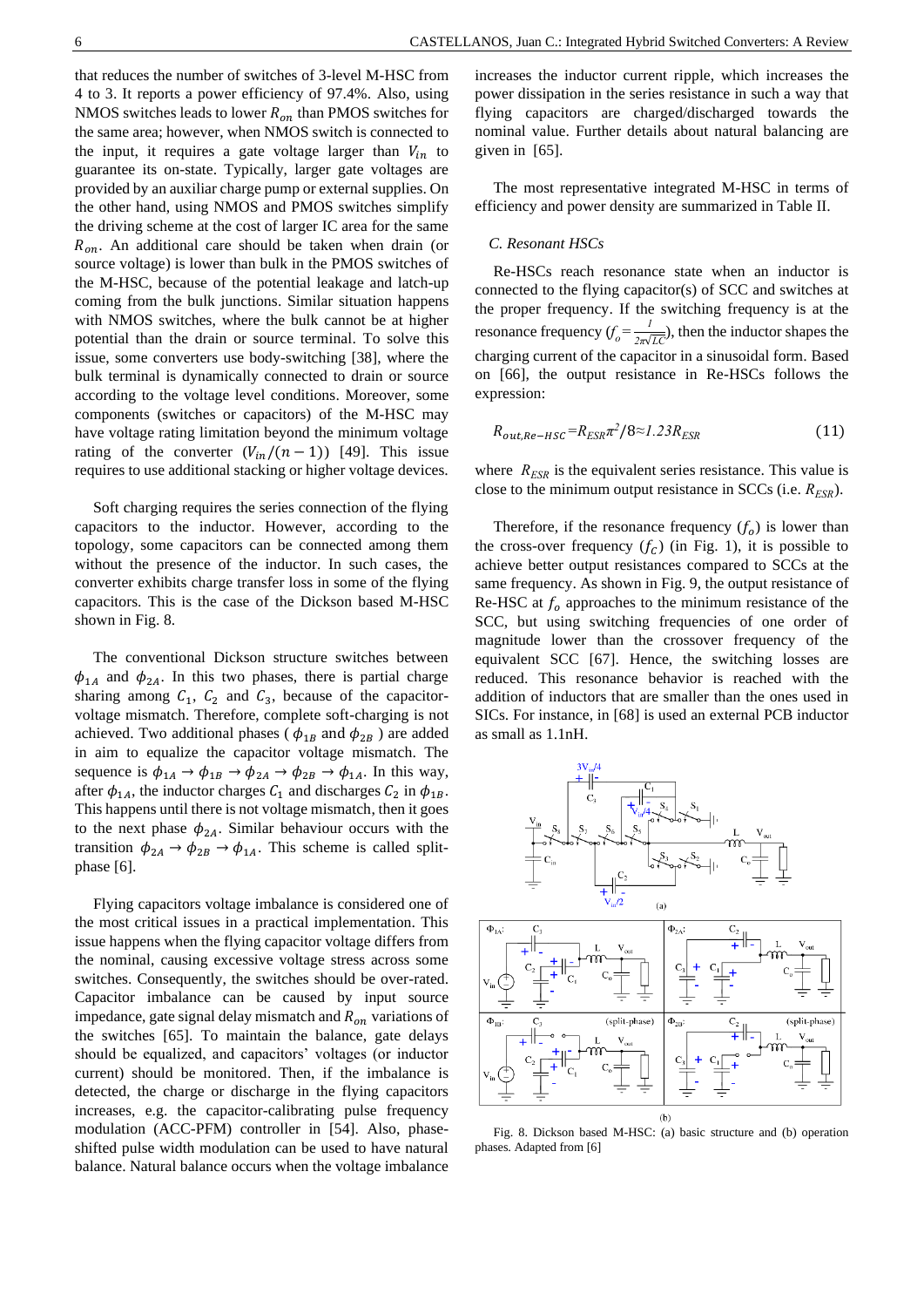that reduces the number of switches of 3-level M-HSC from 4 to 3. It reports a power efficiency of 97.4%. Also, using NMOS switches leads to lower $R_{on}$ than PMOS switches for the same area; however, when NMOS switch is connected to the input, it requires a gate voltage larger than $V_{in}$ to guarantee its on-state. Typically, larger gate voltages are provided by an auxiliar charge pump or external supplies. On the other hand, using NMOS and PMOS switches simplify the driving scheme at the cost of larger IC area for the same $R_{on}$. An additional care should be taken when drain (or source voltage) is lower than bulk in the PMOS switches of the M-HSC, because of the potential leakage and latch-up coming from the bulk junctions. Similar situation happens with NMOS switches, where the bulk cannot be at higher potential than the drain or source terminal. To solve this issue, some converters use body-switching [38], where the bulk terminal is dynamically connected to drain or source according to the voltage level conditions. Moreover, some components (switches or capacitors) of the M-HSC may have voltage rating limitation beyond the minimum voltage rating of the converter ($V_{in}/(n-1)$) [49]. This issue requires to use additional stacking or higher voltage devices.

Soft charging requires the series connection of the flying capacitors to the inductor. However, according to the topology, some capacitors can be connected among them without the presence of the inductor. In such cases, the converter exhibits charge transfer loss in some of the flying capacitors. This is the case of the Dickson based M-HSC shown in Fig. 8.

The conventional Dickson structure switches between $\phi_{1A}$ and $\phi_{2A}$. In this two phases, there is partial charge sharing among $C_1$, $C_2$ and $C_3$, because of the capacitor-voltage mismatch. Therefore, complete soft-charging is not achieved. Two additional phases ($\phi_{1B}$ and $\phi_{2B}$) are added in aim to equalize the capacitor voltage mismatch. The sequence is $\phi_{1A} \rightarrow \phi_{1B} \rightarrow \phi_{2A} \rightarrow \phi_{2B} \rightarrow \phi_{1A}$. In this way, after $\phi_{1A}$, the inductor charges $C_1$ and discharges $C_2$ in $\phi_{1B}$. This happens until there is not voltage mismatch, then it goes to the next phase $\phi_{2A}$. Similar behaviour occurs with the transition $\phi_{2A} \rightarrow \phi_{2B} \rightarrow \phi_{1A}$. This scheme is called split-phase [6].

Flying capacitors voltage imbalance is considered one of the most critical issues in a practical implementation. This issue happens when the flying capacitor voltage differs from the nominal, causing excessive voltage stress across some switches. Consequently, the switches should be over-rated. Capacitor imbalance can be caused by input source impedance, gate signal delay mismatch and $R_{on}$ variations of the switches [65]. To maintain the balance, gate delays should be equalized, and capacitors' voltages (or inductor current) should be monitored. Then, if the imbalance is detected, the charge or discharge in the flying capacitors increases, e.g. the capacitor-calibrating pulse frequency modulation (ACC-PFM) controller in [54]. Also, phase-shifted pulse width modulation can be used to have natural balance. Natural balance occurs when the voltage imbalance increases the inductor current ripple, which increases the power dissipation in the series resistance in such a way that flying capacitors are charged/discharged towards the nominal value. Further details about natural balancing are given in [65].

The most representative integrated M-HSC in terms of efficiency and power density are summarized in Table II.

### C. Resonant HSCs

Re-HSCs reach resonance state when an inductor is connected to the flying capacitor(s) of SCC and switches at the proper frequency. If the switching frequency is at the resonance frequency ($f_o = \frac{1}{2\pi\sqrt{LC}}$), then the inductor shapes the charging current of the capacitor in a sinusoidal form. Based on [66], the output resistance in Re-HSCs follows the expression:

$$R_{out,Re-HSC} = R_{ESR}\pi^2/8 \approx 1.23 R_{ESR} \tag{11}$$

where $R_{ESR}$ is the equivalent series resistance. This value is close to the minimum output resistance in SCCs (i.e. $R_{ESR}$).

Therefore, if the resonance frequency ($f_o$) is lower than the cross-over frequency ($f_C$) (in Fig. 1), it is possible to achieve better output resistances compared to SCCs at the same frequency. As shown in Fig. 9, the output resistance of Re-HSC at $f_o$ approaches to the minimum resistance of the SCC, but using switching frequencies of one order of magnitude lower than the crossover frequency of the equivalent SCC [67]. Hence, the switching losses are reduced. This resonance behavior is reached with the addition of inductors that are smaller than the ones used in SICs. For instance, in [68] is used an external PCB inductor as small as 1.1nH.

Fig. 8. Dickson based M-HSC: (a) basic structure and (b) operation phases. Adapted from [6]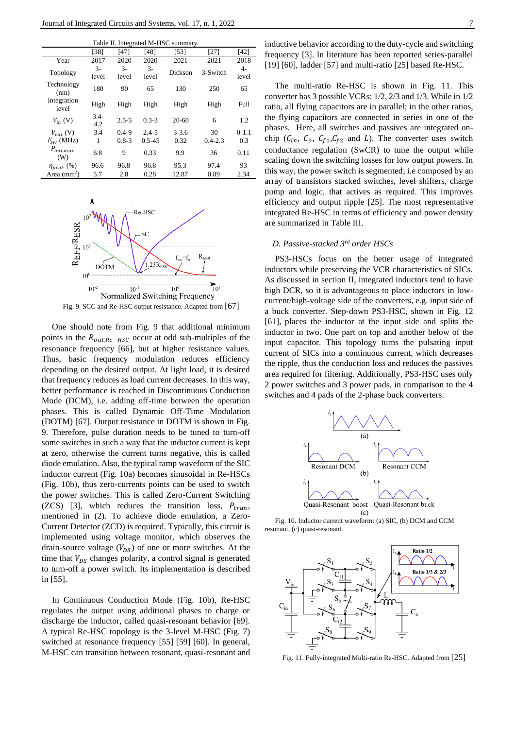Table II. Integrated M-HSC summary.

| | [38] | [47] | [48] | [53] | [27] | [42] |
|---|---|---|---|---|---|---|
| Year | 2017 | 2020 | 2020 | 2021 | 2021 | 2018 |
| Topology | 3-level | 3-level | 3-level | Dickson | 3-Switch | 4-level |
| Technology (nm) | 180 | 90 | 65 | 130 | 250 | 65 |
| Integration level | High | High | High | High | High | Full |
| $V_{in}$ (V) | 3.4-4.2 | 2.5-5 | 0.3-3 | 20-60 | 6 | 1.2 |
| $V_{out}$ (V) | 3.4 | 0.4-9 | 2.4-5 | 3-3.6 | 30 | 0-1.1 |
| $F_{sw}$ (MHz) | 1 | 0.8-3 | 0.5-45 | 0.32 | 0.4-2.3 | 0.3 |
| $P_{out,max}$ (W) | 6.8 | 9 | 0.33 | 9.9 | 36 | 0.11 |
| $\eta_{peak}$ (%) | 96.6 | 96.8 | 96.8 | 95.3 | 97.4 | 93 |
| Area (mm$^2$) | 5.7 | 2.8 | 0.28 | 12.87 | 0.89 | 2.34 |

Fig. 9. SCC and Re-HSC output resistance. Adapted from [67]

One should note from Fig. 9 that additional minimum points in the $R_{out,Re-HSC}$ occur at odd sub-multiples of the resonance frequency [66], but at higher resistance values. Thus, basic frequency modulation reduces efficiency depending on the desired output. At light load, it is desired that frequency reduces as load current decreases. In this way, better performance is reached in Discontinuous Conduction Mode (DCM), i.e. adding off-time between the operation phases. This is called Dynamic Off-Time Modulation (DOTM) [67]. Output resistance in DOTM is shown in Fig. 9. Therefore, pulse duration needs to be tuned to turn-off some switches in such a way that the inductor current is kept at zero, otherwise the current turns negative, this is called diode emulation. Also, the typical ramp waveform of the SIC inductor current (Fig. 10a) becomes sinusoidal in Re-HSCs (Fig. 10b), thus zero-currents points can be used to switch the power switches. This is called Zero-Current Switching (ZCS) [3], which reduces the transition loss, $P_{tran}$, mentioned in (2). To achieve diode emulation, a Zero-Current Detector (ZCD) is required. Typically, this circuit is implemented using voltage monitor, which observes the drain-source voltage ($V_{DS}$) of one or more switches. At the time that $V_{DS}$ changes polarity, a control signal is generated to turn-off a power switch. Its implementation is described in [55].

In Continuous Conduction Mode (Fig. 10b), Re-HSC regulates the output using additional phases to charge or discharge the inductor, called quasi-resonant behavior [69]. A typical Re-HSC topology is the 3-level M-HSC (Fig. 7) switched at resonance frequency [55] [59] [60]. In general, M-HSC can transition between resonant, quasi-resonant and inductive behavior according to the duty-cycle and switching frequency [3]. In literature has been reported series-parallel [19] [60], ladder [57] and multi-ratio [25] based Re-HSC.

The multi-ratio Re-HSC is shown in Fig. 11. This converter has 3 possible VCRs: 1/2, 2/3 and 1/3. While in 1/2 ratio, all flying capacitors are in parallel; in the other ratios, the flying capacitors are connected in series in one of the phases. Here, all switches and passives are integrated on-chip ($C_{in}$, $C_o$, $C_{f1}$,$C_{f2}$ and $L$). The converter uses switch conductance regulation (SwCR) to tune the output while scaling down the switching losses for low output powers. In this way, the power switch is segmented; i.e composed by an array of transistors stacked switches, level shifters, charge pump and logic, that actives as required. This improves efficiency and output ripple [25]. The most representative integrated Re-HSC in terms of efficiency and power density are summarized in Table III.

### D. Passive-stacked 3rd order HSCs

PS3-HSCs focus on the better usage of integrated inductors while preserving the VCR characteristics of SICs. As discussed in section II, integrated inductors tend to have high DCR, so it is advantageous to place inductors in low-current/high-voltage side of the converters, e.g. input side of a buck converter. Step-down PS3-HSC, shown in Fig. 12 [61], places the inductor at the input side and splits the inductor in two. One part on top and another below of the input capacitor. This topology turns the pulsating input current of SICs into a continuous current, which decreases the ripple, thus the conduction loss and reduces the passives area required for filtering. Additionally, PS3-HSC uses only 2 power switches and 3 power pads, in comparison to the 4 switches and 4 pads of the 2-phase buck converters.

Fig. 10. Inductor current waveform: (a) SIC, (b) DCM and CCM resonant, (c) quasi-resonant.

Fig. 11. Fully-integrated Multi-ratio Re-HSC. Adapted from [25]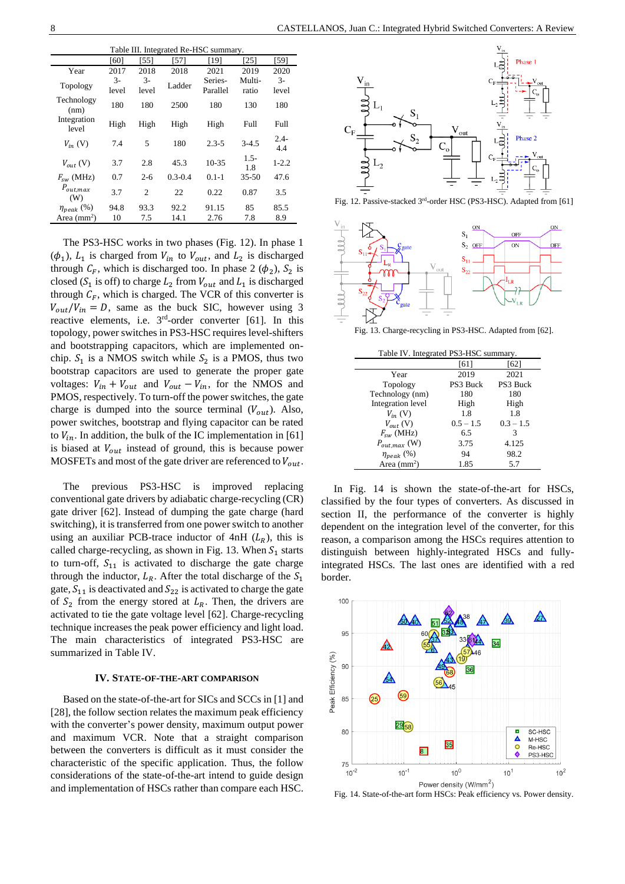Table III. Integrated Re-HSC summary.

| | [60] | [55] | [57] | [19] | [25] | [59] |
|---|---|---|---|---|---|---|
| Year | 2017 | 2018 | 2018 | 2021 | 2019 | 2020 |
| Topology | 3-level | 3-level | Ladder | Series-Parallel | Multi-ratio | 3-level |
| Technology (nm) | 180 | 180 | 2500 | 180 | 130 | 180 |
| Integration level | High | High | High | High | Full | Full |
| $V_{in}$ (V) | 7.4 | 5 | 180 | 2.3-5 | 3-4.5 | 2.4-4.4 |
| $V_{out}$ (V) | 3.7 | 2.8 | 45.3 | 10-35 | 1.5-1.8 | 1-2.2 |
| $F_{sw}$ (MHz) | 0.7 | 2-6 | 0.3-0.4 | 0.1-1 | 35-50 | 47.6 |
| $P_{out,max}$ (W) | 3.7 | 2 | 22 | 0.22 | 0.87 | 3.5 |
| $\eta_{peak}$ (%) | 94.8 | 93.3 | 92.2 | 91.15 | 85 | 85.5 |
| Area (mm[2]) | 10 | 7.5 | 14.1 | 2.76 | 7.8 | 8.9 |

The PS3-HSC works in two phases (Fig. 12). In phase 1 ($\phi_1$), $L_1$ is charged from $V_{in}$ to $V_{out}$, and $L_2$ is discharged through $C_F$, which is discharged too. In phase 2 ($\phi_2$), $S_2$ is closed ($S_1$ is off) to charge $L_2$ from $V_{out}$ and $L_1$ is discharged through $C_F$, which is charged. The VCR of this converter is $V_{out}/V_{in} = D$, same as the buck SIC, however using 3 reactive elements, i.e. 3[rd]-order converter [61]. In this topology, power switches in PS3-HSC requires level-shifters and bootstrapping capacitors, which are implemented on-chip. $S_1$ is a NMOS switch while $S_2$ is a PMOS, thus two bootstrap capacitors are used to generate the proper gate voltages: $V_{in} + V_{out}$ and $V_{out} - V_{in}$, for the NMOS and PMOS, respectively. To turn-off the power switches, the gate charge is dumped into the source terminal ($V_{out}$). Also, power switches, bootstrap and flying capacitor can be rated to $V_{in}$. In addition, the bulk of the IC implementation in [61] is biased at $V_{out}$ instead of ground, this is because power MOSFETs and most of the gate driver are referenced to $V_{out}$.

The previous PS3-HSC is improved replacing conventional gate drivers by adiabatic charge-recycling (CR) gate driver [62]. Instead of dumping the gate charge (hard switching), it is transferred from one power switch to another using an auxiliar PCB-trace inductor of 4nH ($L_R$), this is called charge-recycling, as shown in Fig. 13. When $S_1$ starts to turn-off, $S_{11}$ is activated to discharge the gate charge through the inductor, $L_R$. After the total discharge of the $S_1$ gate, $S_{11}$ is deactivated and $S_{22}$ is activated to charge the gate of $S_2$ from the energy stored at $L_R$. Then, the drivers are activated to tie the gate voltage level [62]. Charge-recycling technique increases the peak power efficiency and light load. The main characteristics of integrated PS3-HSC are summarized in Table IV.

## IV. State-of-the-Art Comparison

Based on the state-of-the-art for SICs and SCCs in [1] and [28], the follow section relates the maximum peak efficiency with the converter's power density, maximum output power and maximum VCR. Note that a straight comparison between the converters is difficult as it must consider the characteristic of the specific application. Thus, the follow considerations of the state-of-the-art intend to guide design and implementation of HSCs rather than compare each HSC.

Fig. 12. Passive-stacked 3[rd]-order HSC (PS3-HSC). Adapted from [61]

Fig. 13. Charge-recycling in PS3-HSC. Adapted from [62].

Table IV. Integrated PS3-HSC summary.

| | [61] | [62] |
|---|---|---|
| Year | 2019 | 2021 |
| Topology | PS3 Buck | PS3 Buck |
| Technology (nm) | 180 | 180 |
| Integration level | High | High |
| $V_{in}$ (V) | 1.8 | 1.8 |
| $V_{out}$ (V) | 0.5 – 1.5 | 0.3 – 1.5 |
| $F_{sw}$ (MHz) | 6.5 | 3 |
| $P_{out,max}$ (W) | 3.75 | 4.125 |
| $\eta_{peak}$ (%) | 94 | 98.2 |
| Area (mm[2]) | 1.85 | 5.7 |

In Fig. 14 is shown the state-of-the-art for HSCs, classified by the four types of converters. As discussed in section II, the performance of the converter is highly dependent on the integration level of the converter, for this reason, a comparison among the HSCs requires attention to distinguish between highly-integrated HSCs and fully-integrated HSCs. The last ones are identified with a red border.

Fig. 14. State-of-the-art form HSCs: Peak efficiency vs. Power density.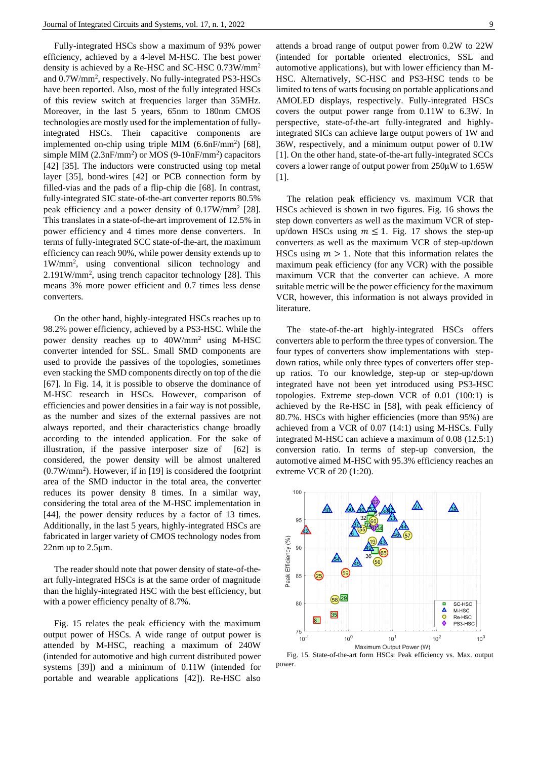Fully-integrated HSCs show a maximum of 93% power efficiency, achieved by a 4-level M-HSC. The best power density is achieved by a Re-HSC and SC-HSC 0.73W/mm$^2$ and 0.7W/mm$^2$, respectively. No fully-integrated PS3-HSCs have been reported. Also, most of the fully integrated HSCs of this review switch at frequencies larger than 35MHz. Moreover, in the last 5 years, 65nm to 180nm CMOS technologies are mostly used for the implementation of fully-integrated HSCs. Their capacitive components are implemented on-chip using triple MIM (6.6nF/mm$^2$) [68], simple MIM (2.3nF/mm$^2$) or MOS (9-10nF/mm$^2$) capacitors [42] [35]. The inductors were constructed using top metal layer [35], bond-wires [42] or PCB connection form by filled-vias and the pads of a flip-chip die [68]. In contrast, fully-integrated SIC state-of-the-art converter reports 80.5% peak efficiency and a power density of 0.17W/mm$^2$ [28]. This translates in a state-of-the-art improvement of 12.5% in power efficiency and 4 times more dense converters. In terms of fully-integrated SCC state-of-the-art, the maximum efficiency can reach 90%, while power density extends up to 1W/mm$^2$, using conventional silicon technology and 2.191W/mm$^2$, using trench capacitor technology [28]. This means 3% more power efficient and 0.7 times less dense converters.

On the other hand, highly-integrated HSCs reaches up to 98.2% power efficiency, achieved by a PS3-HSC. While the power density reaches up to 40W/mm$^2$ using M-HSC converter intended for SSL. Small SMD components are used to provide the passives of the topologies, sometimes even stacking the SMD components directly on top of the die [67]. In Fig. 14, it is possible to observe the dominance of M-HSC research in HSCs. However, comparison of efficiencies and power densities in a fair way is not possible, as the number and sizes of the external passives are not always reported, and their characteristics change broadly according to the intended application. For the sake of illustration, if the passive interposer size of [62] is considered, the power density will be almost unaltered (0.7W/mm$^2$). However, if in [19] is considered the footprint area of the SMD inductor in the total area, the converter reduces its power density 8 times. In a similar way, considering the total area of the M-HSC implementation in [44], the power density reduces by a factor of 13 times. Additionally, in the last 5 years, highly-integrated HSCs are fabricated in larger variety of CMOS technology nodes from 22nm up to 2.5µm.

The reader should note that power density of state-of-the-art fully-integrated HSCs is at the same order of magnitude than the highly-integrated HSC with the best efficiency, but with a power efficiency penalty of 8.7%.

Fig. 15 relates the peak efficiency with the maximum output power of HSCs. A wide range of output power is attended by M-HSC, reaching a maximum of 240W (intended for automotive and high current distributed power systems [39]) and a minimum of 0.11W (intended for portable and wearable applications [42]). Re-HSC also attends a broad range of output power from 0.2W to 22W (intended for portable oriented electronics, SSL and automotive applications), but with lower efficiency than M-HSC. Alternatively, SC-HSC and PS3-HSC tends to be limited to tens of watts focusing on portable applications and AMOLED displays, respectively. Fully-integrated HSCs covers the output power range from 0.11W to 6.3W. In perspective, state-of-the-art fully-integrated and highly-integrated SICs can achieve large output powers of 1W and 36W, respectively, and a minimum output power of 0.1W [1]. On the other hand, state-of-the-art fully-integrated SCCs covers a lower range of output power from 250µW to 1.65W [1].

The relation peak efficiency vs. maximum VCR that HSCs achieved is shown in two figures. Fig. 16 shows the step down converters as well as the maximum VCR of step-up/down HSCs using $m \leq 1$. Fig. 17 shows the step-up converters as well as the maximum VCR of step-up/down HSCs using $m > 1$. Note that this information relates the maximum peak efficiency (for any VCR) with the possible maximum VCR that the converter can achieve. A more suitable metric will be the power efficiency for the maximum VCR, however, this information is not always provided in literature.

The state-of-the-art highly-integrated HSCs offers converters able to perform the three types of conversion. The four types of converters show implementations with step-down ratios, while only three types of converters offer step-up ratios. To our knowledge, step-up or step-up/down integrated have not been yet introduced using PS3-HSC topologies. Extreme step-down VCR of 0.01 (100:1) is achieved by the Re-HSC in [58], with peak efficiency of 80.7%. HSCs with higher efficiencies (more than 95%) are achieved from a VCR of 0.07 (14:1) using M-HSCs. Fully integrated M-HSC can achieve a maximum of 0.08 (12.5:1) conversion ratio. In terms of step-up conversion, the automotive aimed M-HSC with 95.3% efficiency reaches an extreme VCR of 20 (1:20).

Fig. 15. State-of-the-art form HSCs: Peak efficiency vs. Max. output power.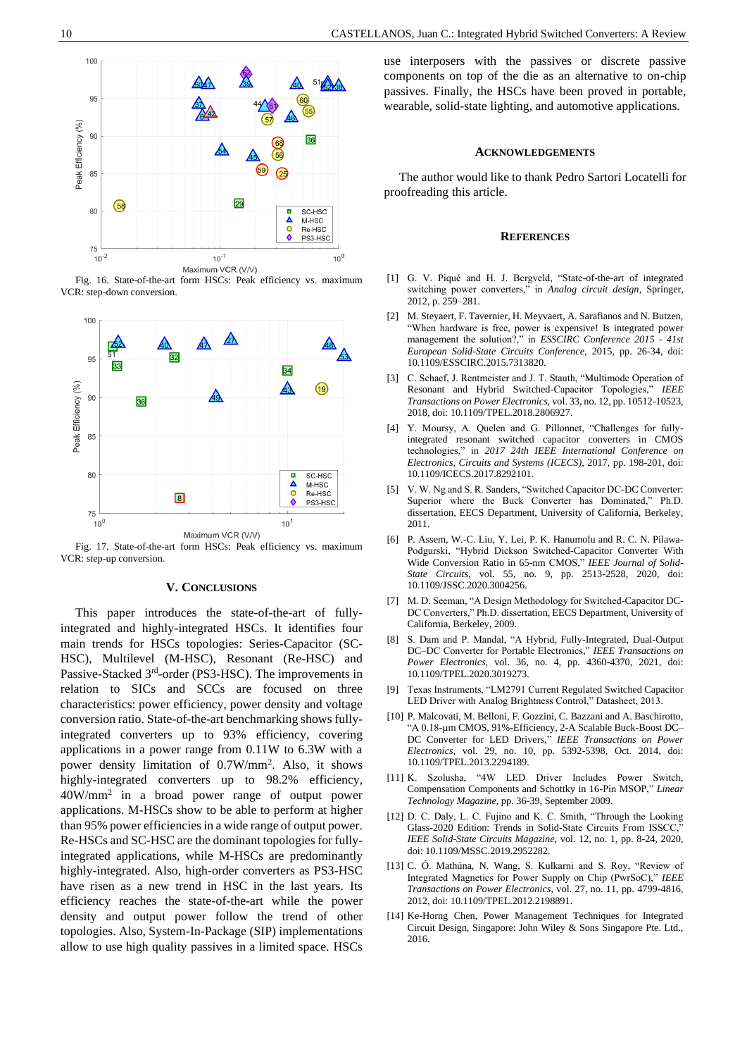Fig. 16. State-of-the-art form HSCs: Peak efficiency vs. maximum VCR: step-down conversion.

Fig. 17. State-of-the-art form HSCs: Peak efficiency vs. maximum VCR: step-up conversion.

## V. Conclusions

This paper introduces the state-of-the-art of fully-integrated and highly-integrated HSCs. It identifies four main trends for HSCs topologies: Series-Capacitor (SC-HSC), Multilevel (M-HSC), Resonant (Re-HSC) and Passive-Stacked 3rd-order (PS3-HSC). The improvements in relation to SICs and SCCs are focused on three characteristics: power efficiency, power density and voltage conversion ratio. State-of-the-art benchmarking shows fully-integrated converters up to 93% efficiency, covering applications in a power range from 0.11W to 6.3W with a power density limitation of $0.7W/mm^2$. Also, it shows highly-integrated converters up to 98.2% efficiency, $40W/mm^2$ in a broad power range of output power applications. M-HSCs show to be able to perform at higher than 95% power efficiencies in a wide range of output power. Re-HSCs and SC-HSC are the dominant topologies for fully-integrated applications, while M-HSCs are predominantly highly-integrated. Also, high-order converters as PS3-HSC have risen as a new trend in HSC in the last years. Its efficiency reaches the state-of-the-art while the power density and output power follow the trend of other topologies. Also, System-In-Package (SIP) implementations allow to use high quality passives in a limited space. HSCs use interposers with the passives or discrete passive components on top of the die as an alternative to on-chip passives. Finally, the HSCs have been proved in portable, wearable, solid-state lighting, and automotive applications.

## Acknowledgements

The author would like to thank Pedro Sartori Locatelli for proofreading this article.

## References

[1] G. V. Piqué and H. J. Bergveld, "State-of-the-art of integrated switching power converters," in *Analog circuit design*, Springer, 2012, p. 259–281.

[2] M. Steyaert, F. Tavernier, H. Meyvaert, A. Sarafianos and N. Butzen, "When hardware is free, power is expensive! Is integrated power management the solution?," in *ESSCIRC Conference 2015 - 41st European Solid-State Circuits Conference*, 2015, pp. 26-34, doi: 10.1109/ESSCIRC.2015.7313820.

[3] C. Schaef, J. Rentmeister and J. T. Stauth, "Multimode Operation of Resonant and Hybrid Switched-Capacitor Topologies," *IEEE Transactions on Power Electronics*, vol. 33, no. 12, pp. 10512-10523, 2018, doi: 10.1109/TPEL.2018.2806927.

[4] Y. Moursy, A. Quelen and G. Pillonnet, "Challenges for fully-integrated resonant switched capacitor converters in CMOS technologies," in *2017 24th IEEE International Conference on Electronics, Circuits and Systems (ICECS)*, 2017, pp. 198-201, doi: 10.1109/ICECS.2017.8292101.

[5] V. W. Ng and S. R. Sanders, "Switched Capacitor DC-DC Converter: Superior where the Buck Converter has Dominated," Ph.D. dissertation, EECS Department, University of California, Berkeley, 2011.

[6] P. Assem, W.-C. Liu, Y. Lei, P. K. Hanumolu and R. C. N. Pilawa-Podgurski, "Hybrid Dickson Switched-Capacitor Converter With Wide Conversion Ratio in 65-nm CMOS," *IEEE Journal of Solid-State Circuits*, vol. 55, no. 9, pp. 2513-2528, 2020, doi: 10.1109/JSSC.2020.3004256.

[7] M. D. Seeman, "A Design Methodology for Switched-Capacitor DC-DC Converters," Ph.D. dissertation, EECS Department, University of California, Berkeley, 2009.

[8] S. Dam and P. Mandal, "A Hybrid, Fully-Integrated, Dual-Output DC–DC Converter for Portable Electronics," *IEEE Transactions on Power Electronics*, vol. 36, no. 4, pp. 4360-4370, 2021, doi: 10.1109/TPEL.2020.3019273.

[9] Texas Instruments, "LM2791 Current Regulated Switched Capacitor LED Driver with Analog Brightness Control," Datasheet, 2013.

[10] P. Malcovati, M. Belloni, F. Gozzini, C. Bazzani and A. Baschirotto, "A 0.18-µm CMOS, 91%-Efficiency, 2-A Scalable Buck-Boost DC–DC Converter for LED Drivers," *IEEE Transactions on Power Electronics*, vol. 29, no. 10, pp. 5392-5398, Oct. 2014, doi: 10.1109/TPEL.2013.2294189.

[11] K. Szolusha, "4W LED Driver Includes Power Switch, Compensation Components and Schottky in 16-Pin MSOP," *Linear Technology Magazine*, pp. 36-39, September 2009.

[12] D. C. Daly, L. C. Fujino and K. C. Smith, "Through the Looking Glass-2020 Edition: Trends in Solid-State Circuits From ISSCC," *IEEE Solid-State Circuits Magazine*, vol. 12, no. 1, pp. 8-24, 2020, doi: 10.1109/MSSC.2019.2952282.

[13] C. Ó. Mathúna, N. Wang, S. Kulkarni and S. Roy, "Review of Integrated Magnetics for Power Supply on Chip (PwrSoC)," *IEEE Transactions on Power Electronics*, vol. 27, no. 11, pp. 4799-4816, 2012, doi: 10.1109/TPEL.2012.2198891.

[14] Ke-Horng Chen, Power Management Techniques for Integrated Circuit Design, Singapore: John Wiley & Sons Singapore Pte. Ltd., 2016.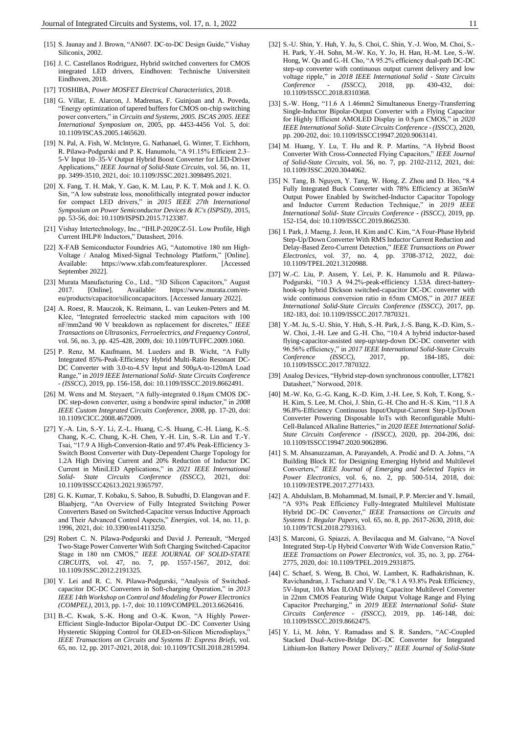[15] S. Jaunay and J. Brown, "AN607. DC-to-DC Design Guide," Vishay Siliconix, 2002.

[16] J. C. Castellanos Rodriguez, Hybrid switched converters for CMOS integrated LED drivers, Eindhoven: Technische Universiteit Eindhoven, 2018.

[17] TOSHIBA, *Power MOSFET Electrical Characteristics*, 2018.

[18] G. Villar, E. Alarcon, J. Madrenas, F. Guinjoan and A. Poveda, "Energy optimization of tapered buffers for CMOS on-chip switching power converters," in *Circuits and Systems, 2005. ISCAS 2005. IEEE International Symposium on*, 2005, pp. 4453-4456 Vol. 5, doi: 10.1109/ISCAS.2005.1465620.

[19] N. Pal, A. Fish, W. McIntyre, G. Nathanael, G. Winter, T. Eichhorn, R. Pilawa-Podgurski and P. K. Hanumolu, "A 91.15% Efficient 2.3–5-V Input 10–35-V Output Hybrid Boost Converter for LED-Driver Applications," *IEEE Journal of Solid-State Circuits*, vol. 56, no. 11, pp. 3499-3510, 2021, doi: 10.1109/JSSC.2021.3098495.2021.

[20] X. Fang, T. H. Mak, Y. Gao, K. M. Lau, P. K. T. Mok and J. K. O. Sin, "A low substrate loss, monolithically integrated power inductor for compact LED drivers," in *2015 IEEE 27th International Symposium on Power Semiconductor Devices & IC's (ISPSD)*, 2015, pp. 53-56, doi: 10.1109/ISPSD.2015.7123387.

[21] Vishay Intertechnology, Inc., "IHLP-2020CZ-51. Low Profile, High Current IHLP® Inductors," Datasheet, 2016.

[22] X-FAB Semiconductor Foundries AG, "Automotive 180 nm High-Voltage / Analog Mixed-Signal Technology Platform," [Online]. Available: https://www.xfab.com/featurexplorer. [Accessed September 2022].

[23] Murata Manufacturing Co., Ltd., "3D Silicon Capacitors," August 2017. [Online]. Available: https://www.murata.com/en-eu/products/capacitor/siliconcapacitors. [Accessed January 2022].

[24] A. Roest, R. Mauczok, K. Reimann, L. van Leuken-Peters and M. Klee, "Integrated ferroelectric stacked mim capacitors with 100 nF/mm2and 90 V breakdown as replacement for discretes," *IEEE Transactions on Ultrasonics, Ferroelectrics, and Frequency Control*, vol. 56, no. 3, pp. 425-428, 2009, doi: 10.1109/TUFFC.2009.1060.

[25] P. Renz, M. Kaufmann, M. Lueders and B. Wicht, "A Fully Integrated 85%-Peak-Efficiency Hybrid Multi-Ratio Resonant DC-DC Converter with 3.0-to-4.5V Input and 500μA-to-120mA Load Range," in *2019 IEEE International Solid- State Circuits Conference - (ISSCC)*, 2019, pp. 156-158, doi: 10.1109/ISSCC.2019.8662491.

[26] M. Wens and M. Steyaert, "A fully-integrated 0.18μm CMOS DC-DC step-down converter, using a bondwire spiral inductor," in *2008 IEEE Custom Integrated Circuits Conference*, 2008, pp. 17-20, doi: 10.1109/CICC.2008.4672009.

[27] Y.-A. Lin, S.-Y. Li, Z.-L. Huang, C.-S. Huang, C.-H. Liang, K.-S. Chang, K.-C. Chung, K.-H. Chen, Y.-H. Lin, S.-R. Lin and T.-Y. Tsai, "17.9 A High-Conversion-Ratio and 97.4% Peak-Efficiency 3-Switch Boost Converter with Duty-Dependent Charge Topology for 1.2A High Driving Current and 20% Reduction of Inductor DC Current in MiniLED Applications," in *2021 IEEE International Solid- State Circuits Conference (ISSCC)*, 2021, doi: 10.1109/ISSCC42613.2021.9365797.

[28] G. K. Kumar, T. Kobaku, S. Sahoo, B. Subudhi, D. Elangovan and F. Blaabjerg, "An Overview of Fully Integrated Switching Power Converters Based on Switched-Capacitor versus Inductive Approach and Their Advanced Control Aspects," *Energies*, vol. 14, no. 11, p. 1996, 2021, doi: 10.3390/en14113250.

[29] Robert C. N. Pilawa-Podgurski and David J. Perreault, "Merged Two-Stage Power Converter With Soft Charging Switched-Capacitor Stage in 180 nm CMOS," *IEEE JOURNAL OF SOLID-STATE CIRCUITS*, vol. 47, no. 7, pp. 1557-1567, 2012, doi: 10.1109/JSSC.2012.2191325.

[30] Y. Lei and R. C. N. Pilawa-Podgurski, "Analysis of Switched-capacitor DC-DC Converters in Soft-charging Operation," in *2013 IEEE 14th Workshop on Control and Modeling for Power Electronics (COMPEL)*, 2013, pp. 1-7, doi: 10.1109/COMPEL.2013.6626416.

[31] B.-C. Kwak, S.-K. Hong and O.-K. Kwon, "A Highly Power-Efficient Single-Inductor Bipolar-Output DC–DC Converter Using Hysteretic Skipping Control for OLED-on-Silicon Microdisplays," *IEEE Transactions on Circuits and Systems II: Express Briefs*, vol. 65, no. 12, pp. 2017-2021, 2018, doi: 10.1109/TCSII.2018.2815994.

[32] S.-U. Shin, Y. Huh, Y. Ju, S. Choi, C. Shin, Y.-J. Woo, M. Choi, S.-H. Park, Y.-H. Sohn, M.-W. Ko, Y. Jo, H. Han, H.-M. Lee, S.-W. Hong, W. Qu and G.-H. Cho, "A 95.2% efficiency dual-path DC-DC step-up converter with continuous output current delivery and low voltage ripple," in *2018 IEEE International Solid - State Circuits Conference - (ISSCC)*, 2018, pp. 430-432, doi: 10.1109/ISSCC.2018.8310368.

[33] S.-W. Hong, "11.6 A 1.46mm2 Simultaneous Energy-Transferring Single-Inductor Bipolar-Output Converter with a Flying Capacitor for Highly Efficient AMOLED Display in 0.5μm CMOS," in *2020 IEEE International Solid- State Circuits Conference - (ISSCC)*, 2020, pp. 200-202, doi: 10.1109/ISSCC19947.2020.9063141.

[34] M. Huang, Y. Lu, T. Hu and R. P. Martins, "A Hybrid Boost Converter With Cross-Connected Flying Capacitors," *IEEE Journal of Solid-State Circuits*, vol. 56, no. 7, pp. 2102-2112, 2021, doi: 10.1109/JSSC.2020.3044062.

[35] N. Tang, B. Nguyen, Y. Tang, W. Hong, Z. Zhou and D. Heo, "8.4 Fully Integrated Buck Converter with 78% Efficiency at 365mW Output Power Enabled by Switched-Inductor Capacitor Topology and Inductor Current Reduction Technique," in *2019 IEEE International Solid- State Circuits Conference - (ISSCC)*, 2019, pp. 152-154, doi: 10.1109/ISSCC.2019.8662530.

[36] I. Park, J. Maeng, J. Jeon, H. Kim and C. Kim, "A Four-Phase Hybrid Step-Up/Down Converter With RMS Inductor Current Reduction and Delay-Based Zero-Current Detection," *IEEE Transactions on Power Electronics*, vol. 37, no. 4, pp. 3708-3712, 2022, doi: 10.1109/TPEL.2021.3120988.

[37] W.-C. Liu, P. Assem, Y. Lei, P. K. Hanumolu and R. Pilawa-Podgurski, "10.3 A 94.2%-peak-efficiency 1.53A direct-battery-hook-up hybrid Dickson switched-capacitor DC-DC converter with wide continuous conversion ratio in 65nm CMOS," in *2017 IEEE International Solid-State Circuits Conference (ISSCC)*, 2017, pp. 182-183, doi: 10.1109/ISSCC.2017.7870321.

[38] Y.-M. Ju, S.-U. Shin, Y. Huh, S.-H. Park, J.-S. Bang, K.-D. Kim, S.-W. Choi, J.-H. Lee and G.-H. Cho, "10.4 A hybrid inductor-based flying-capacitor-assisted step-up/step-down DC-DC converter with 96.56% efficiency," in *2017 IEEE International Solid-State Circuits Conference (ISSCC)*, 2017, pp. 184-185, doi: 10.1109/ISSCC.2017.7870322.

[39] Analog Devices, "Hybrid step-down synchronous controller, LT7821 Datasheet," Norwood, 2018.

[40] M.-W. Ko, G.-G. Kang, K.-D. Kim, J.-H. Lee, S. Koh, T. Kong, S.-H. Kim, S. Lee, M. Choi, J. Shin, G.-H. Cho and H.-S. Kim, "11.8 A 96.8%-Efficiency Continuous Input/Output-Current Step-Up/Down Converter Powering Disposable IoTs with Reconfigurable Multi-Cell-Balanced Alkaline Batteries," in *2020 IEEE International Solid-State Circuits Conference - (ISSCC)*, 2020, pp. 204-206, doi: 10.1109/ISSCC19947.2020.9062896.

[41] S. M. Ahsanuzzaman, A. Parayandeh, A. Prodić and D. A. Johns, "A Building Block IC for Designing Emerging Hybrid and Multilevel Converters," *IEEE Journal of Emerging and Selected Topics in Power Electronics*, vol. 6, no. 2, pp. 500-514, 2018, doi: 10.1109/JESTPE.2017.2771433.

[42] A. Abdulslam, B. Mohammad, M. Ismail, P. P. Mercier and Y. Ismail, "A 93% Peak Efficiency Fully-Integrated Multilevel Multistate Hybrid DC–DC Converter," *IEEE Transactions on Circuits and Systems I: Regular Papers*, vol. 65, no. 8, pp. 2617-2630, 2018, doi: 10.1109/TCSI.2018.2793163.

[43] S. Marconi, G. Spiazzi, A. Bevilacqua and M. Galvano, "A Novel Integrated Step-Up Hybrid Converter With Wide Conversion Ratio," *IEEE Transactions on Power Electronics*, vol. 35, no. 3, pp. 2764-2775, 2020, doi: 10.1109/TPEL.2019.2931875.

[44] C. Schaef, S. Weng, B. Choi, W. Lambert, K. Radhakrishnan, K. Ravichandran, J. Tschanz and V. De, "8.1 A 93.8% Peak Efficiency, 5V-Input, 10A Max ILOAD Flying Capacitor Multilevel Converter in 22nm CMOS Featuring Wide Output Voltage Range and Flying Capacitor Precharging," in *2019 IEEE International Solid- State Circuits Conference - (ISSCC)*, 2019, pp. 146-148, doi: 10.1109/ISSCC.2019.8662475.

[45] Y. Li, M. John, Y. Ramadass and S. R. Sanders, "AC-Coupled Stacked Dual-Active-Bridge DC–DC Converter for Integrated Lithium-Ion Battery Power Delivery," *IEEE Journal of Solid-State*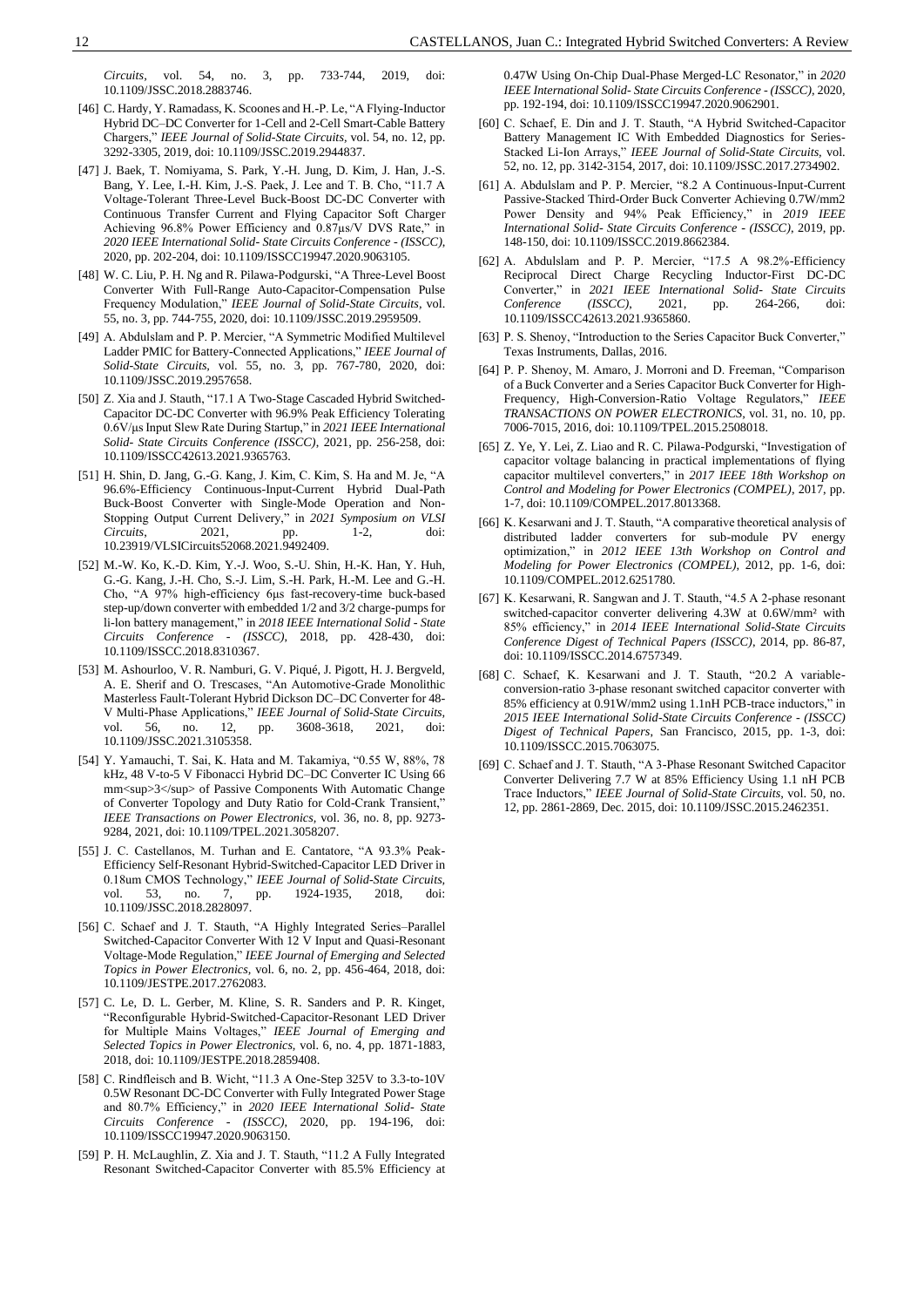*Circuits*, vol. 54, no. 3, pp. 733-744, 2019, doi: 10.1109/JSSC.2018.2883746.

[46] C. Hardy, Y. Ramadass, K. Scoones and H.-P. Le, "A Flying-Inductor Hybrid DC–DC Converter for 1-Cell and 2-Cell Smart-Cable Battery Chargers," *IEEE Journal of Solid-State Circuits*, vol. 54, no. 12, pp. 3292-3305, 2019, doi: 10.1109/JSSC.2019.2944837.

[47] J. Baek, T. Nomiyama, S. Park, Y.-H. Jung, D. Kim, J. Han, J.-S. Bang, Y. Lee, I.-H. Kim, J.-S. Paek, J. Lee and T. B. Cho, "11.7 A Voltage-Tolerant Three-Level Buck-Boost DC-DC Converter with Continuous Transfer Current and Flying Capacitor Soft Charger Achieving 96.8% Power Efficiency and 0.87µs/V DVS Rate," in *2020 IEEE International Solid- State Circuits Conference - (ISSCC)*, 2020, pp. 202-204, doi: 10.1109/ISSCC19947.2020.9063105.

[48] W. C. Liu, P. H. Ng and R. Pilawa-Podgurski, "A Three-Level Boost Converter With Full-Range Auto-Capacitor-Compensation Pulse Frequency Modulation," *IEEE Journal of Solid-State Circuits*, vol. 55, no. 3, pp. 744-755, 2020, doi: 10.1109/JSSC.2019.2959509.

[49] A. Abdulslam and P. P. Mercier, "A Symmetric Modified Multilevel Ladder PMIC for Battery-Connected Applications," *IEEE Journal of Solid-State Circuits*, vol. 55, no. 3, pp. 767-780, 2020, doi: 10.1109/JSSC.2019.2957658.

[50] Z. Xia and J. Stauth, "17.1 A Two-Stage Cascaded Hybrid Switched-Capacitor DC-DC Converter with 96.9% Peak Efficiency Tolerating 0.6V/µs Input Slew Rate During Startup," in *2021 IEEE International Solid- State Circuits Conference (ISSCC)*, 2021, pp. 256-258, doi: 10.1109/ISSCC42613.2021.9365763.

[51] H. Shin, D. Jang, G.-G. Kang, J. Kim, C. Kim, S. Ha and M. Je, "A 96.6%-Efficiency Continuous-Input-Current Hybrid Dual-Path Buck-Boost Converter with Single-Mode Operation and Non-Stopping Output Current Delivery," in *2021 Symposium on VLSI Circuits*, 2021, pp. 1-2, doi: 10.23919/VLSICircuits52068.2021.9492409.

[52] M.-W. Ko, K.-D. Kim, Y.-J. Woo, S.-U. Shin, H.-K. Han, Y. Huh, G.-G. Kang, J.-H. Cho, S.-J. Lim, S.-H. Park, H.-M. Lee and G.-H. Cho, "A 97% high-efficiency 6µs fast-recovery-time buck-based step-up/down converter with embedded 1/2 and 3/2 charge-pumps for li-Ion battery management," in *2018 IEEE International Solid - State Circuits Conference - (ISSCC)*, 2018, pp. 428-430, doi: 10.1109/ISSCC.2018.8310367.

[53] M. Ashourloo, V. R. Namburi, G. V. Piqué, J. Pigott, H. J. Bergveld, A. E. Sherif and O. Trescases, "An Automotive-Grade Monolithic Masterless Fault-Tolerant Hybrid Dickson DC–DC Converter for 48-V Multi-Phase Applications," *IEEE Journal of Solid-State Circuits*, vol. 56, no. 12, pp. 3608-3618, 2021, doi: 10.1109/JSSC.2021.3105358.

[54] Y. Yamauchi, T. Sai, K. Hata and M. Takamiya, "0.55 W, 88%, 78 kHz, 48 V-to-5 V Fibonacci Hybrid DC–DC Converter IC Using 66 mm<sup>3</sup> of Passive Components With Automatic Change of Converter Topology and Duty Ratio for Cold-Crank Transient," *IEEE Transactions on Power Electronics*, vol. 36, no. 8, pp. 9273-9284, 2021, doi: 10.1109/TPEL.2021.3058207.

[55] J. C. Castellanos, M. Turhan and E. Cantatore, "A 93.3% Peak-Efficiency Self-Resonant Hybrid-Switched-Capacitor LED Driver in 0.18um CMOS Technology," *IEEE Journal of Solid-State Circuits*, vol. 53, no. 7, pp. 1924-1935, 2018, doi: 10.1109/JSSC.2018.2828097.

[56] C. Schaef and J. T. Stauth, "A Highly Integrated Series–Parallel Switched-Capacitor Converter With 12 V Input and Quasi-Resonant Voltage-Mode Regulation," *IEEE Journal of Emerging and Selected Topics in Power Electronics*, vol. 6, no. 2, pp. 456-464, 2018, doi: 10.1109/JESTPE.2017.2762083.

[57] C. Le, D. L. Gerber, M. Kline, S. R. Sanders and P. R. Kinget, "Reconfigurable Hybrid-Switched-Capacitor-Resonant LED Driver for Multiple Mains Voltages," *IEEE Journal of Emerging and Selected Topics in Power Electronics*, vol. 6, no. 4, pp. 1871-1883, 2018, doi: 10.1109/JESTPE.2018.2859408.

[58] C. Rindfleisch and B. Wicht, "11.3 A One-Step 325V to 3.3-to-10V 0.5W Resonant DC-DC Converter with Fully Integrated Power Stage and 80.7% Efficiency," in *2020 IEEE International Solid- State Circuits Conference - (ISSCC)*, 2020, pp. 194-196, doi: 10.1109/ISSCC19947.2020.9063150.

[59] P. H. McLaughlin, Z. Xia and J. T. Stauth, "11.2 A Fully Integrated Resonant Switched-Capacitor Converter with 85.5% Efficiency at 0.47W Using On-Chip Dual-Phase Merged-LC Resonator," in *2020 IEEE International Solid- State Circuits Conference - (ISSCC)*, 2020, pp. 192-194, doi: 10.1109/ISSCC19947.2020.9062901.

[60] C. Schaef, E. Din and J. T. Stauth, "A Hybrid Switched-Capacitor Battery Management IC With Embedded Diagnostics for Series-Stacked Li-Ion Arrays," *IEEE Journal of Solid-State Circuits*, vol. 52, no. 12, pp. 3142-3154, 2017, doi: 10.1109/JSSC.2017.2734902.

[61] A. Abdulslam and P. P. Mercier, "8.2 A Continuous-Input-Current Passive-Stacked Third-Order Buck Converter Achieving 0.7W/mm2 Power Density and 94% Peak Efficiency," in *2019 IEEE International Solid- State Circuits Conference - (ISSCC)*, 2019, pp. 148-150, doi: 10.1109/ISSCC.2019.8662384.

[62] A. Abdulslam and P. P. Mercier, "17.5 A 98.2%-Efficiency Reciprocal Direct Charge Recycling Inductor-First DC-DC Converter," in *2021 IEEE International Solid- State Circuits Conference (ISSCC)*, 2021, pp. 264-266, doi: 10.1109/ISSCC42613.2021.9365860.

[63] P. S. Shenoy, "Introduction to the Series Capacitor Buck Converter," Texas Instruments, Dallas, 2016.

[64] P. P. Shenoy, M. Amaro, J. Morroni and D. Freeman, "Comparison of a Buck Converter and a Series Capacitor Buck Converter for High-Frequency, High-Conversion-Ratio Voltage Regulators," *IEEE TRANSACTIONS ON POWER ELECTRONICS*, vol. 31, no. 10, pp. 7006-7015, 2016, doi: 10.1109/TPEL.2015.2508018.

[65] Z. Ye, Y. Lei, Z. Liao and R. C. Pilawa-Podgurski, "Investigation of capacitor voltage balancing in practical implementations of flying capacitor multilevel converters," in *2017 IEEE 18th Workshop on Control and Modeling for Power Electronics (COMPEL)*, 2017, pp. 1-7, doi: 10.1109/COMPEL.2017.8013368.

[66] K. Kesarwani and J. T. Stauth, "A comparative theoretical analysis of distributed ladder converters for sub-module PV energy optimization," in *2012 IEEE 13th Workshop on Control and Modeling for Power Electronics (COMPEL)*, 2012, pp. 1-6, doi: 10.1109/COMPEL.2012.6251780.

[67] K. Kesarwani, R. Sangwan and J. T. Stauth, "4.5 A 2-phase resonant switched-capacitor converter delivering 4.3W at 0.6W/mm² with 85% efficiency," in *2014 IEEE International Solid-State Circuits Conference Digest of Technical Papers (ISSCC)*, 2014, pp. 86-87, doi: 10.1109/ISSCC.2014.6757349.

[68] C. Schaef, K. Kesarwani and J. T. Stauth, "20.2 A variable-conversion-ratio 3-phase resonant switched capacitor converter with 85% efficiency at 0.91W/mm2 using 1.1nH PCB-trace inductors," in *2015 IEEE International Solid-State Circuits Conference - (ISSCC) Digest of Technical Papers*, San Francisco, 2015, pp. 1-3, doi: 10.1109/ISSCC.2015.7063075.

[69] C. Schaef and J. T. Stauth, "A 3-Phase Resonant Switched Capacitor Converter Delivering 7.7 W at 85% Efficiency Using 1.1 nH PCB Trace Inductors," *IEEE Journal of Solid-State Circuits*, vol. 50, no. 12, pp. 2861-2869, Dec. 2015, doi: 10.1109/JSSC.2015.2462351.